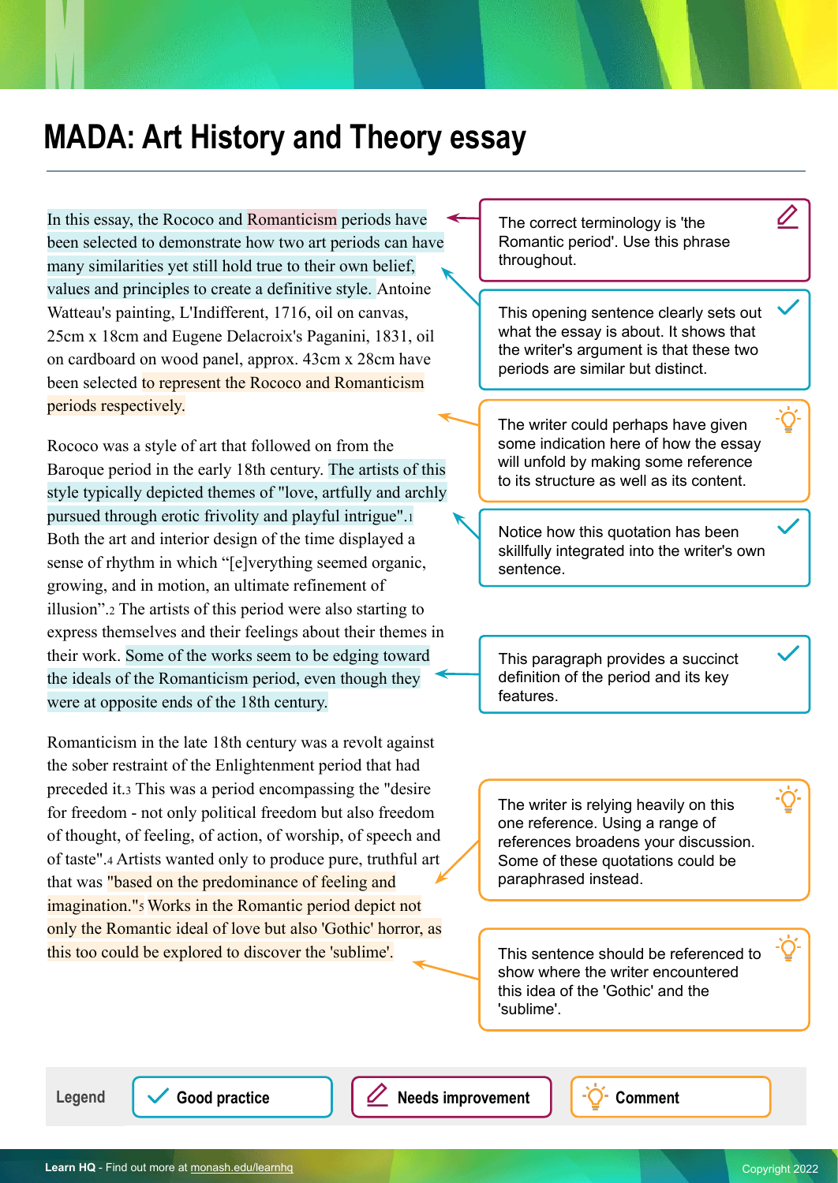# MADA: Art History and Theory essay

In this essay, the Rococo and Romanticism periods have been selected to demonstrate how two art periods can have many similarities yet still hold true to their own belief, values and principles to create a definitive style. Antoine Watteau's painting, L'Indifferent, 1716, oil on canvas, 25cm x 18cm and Eugene Delacroix's Paganini, 1831, oil on cardboard on wood panel, approx. 43cm x 28cm have been selected to represent the Rococo and Romanticism periods respectively.

Rococo was a style of art that followed on from the Baroque period in the early 18th century. The artists of this style typically depicted themes of "love, artfully and archly pursued through erotic frivolity and playful intrigue".[1] Both the art and interior design of the time displayed a sense of rhythm in which "[e]verything seemed organic, growing, and in motion, an ultimate refinement of illusion".[2] The artists of this period were also starting to express themselves and their feelings about their themes in their work. Some of the works seem to be edging toward the ideals of the Romanticism period, even though they were at opposite ends of the 18th century.

Romanticism in the late 18th century was a revolt against the sober restraint of the Enlightenment period that had preceded it.[3] This was a period encompassing the "desire for freedom - not only political freedom but also freedom of thought, of feeling, of action, of worship, of speech and of taste".[4] Artists wanted only to produce pure, truthful art that was "based on the predominance of feeling and imagination."[5] Works in the Romantic period depict not only the Romantic ideal of love but also 'Gothic' horror, as this too could be explored to discover the 'sublime'.

---

**Annotations:**

- **Needs improvement:** The correct terminology is 'the Romantic period'. Use this phrase throughout.
- **Good practice:** This opening sentence clearly sets out what the essay is about. It shows that the writer's argument is that these two periods are similar but distinct.
- **Comment:** The writer could perhaps have given some indication here of how the essay will unfold by making some reference to its structure as well as its content.
- **Good practice:** Notice how this quotation has been skillfully integrated into the writer's own sentence.
- **Good practice:** This paragraph provides a succinct definition of the period and its key features.
- **Comment:** The writer is relying heavily on this one reference. Using a range of references broadens your discussion. Some of these quotations could be paraphrased instead.
- **Comment:** This sentence should be referenced to show where the writer encountered this idea of the 'Gothic' and the 'sublime'.

**Legend:** Good practice | Needs improvement | Comment

Learn HQ - Find out more at monash.edu/learnhq

Copyright 2022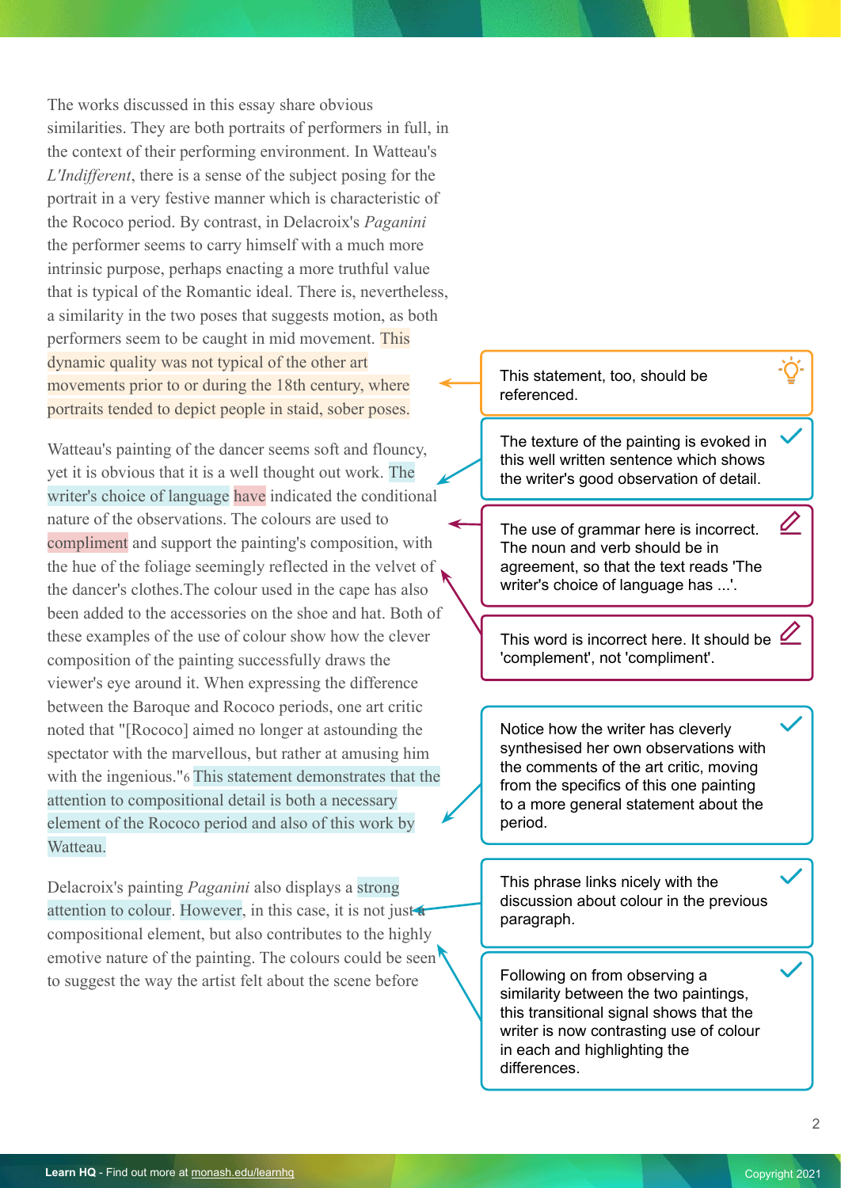The works discussed in this essay share obvious similarities. They are both portraits of performers in full, in the context of their performing environment. In Watteau's *L'Indifferent*, there is a sense of the subject posing for the portrait in a very festive manner which is characteristic of the Rococo period. By contrast, in Delacroix's *Paganini* the performer seems to carry himself with a much more intrinsic purpose, perhaps enacting a more truthful value that is typical of the Romantic ideal. There is, nevertheless, a similarity in the two poses that suggests motion, as both performers seem to be caught in mid movement. This dynamic quality was not typical of the other art movements prior to or during the 18th century, where portraits tended to depict people in staid, sober poses.

> This statement, too, should be referenced.

Watteau's painting of the dancer seems soft and flouncy, yet it is obvious that it is a well thought out work. The writer's choice of language have indicated the conditional nature of the observations. The colours are used to compliment and support the painting's composition, with the hue of the foliage seemingly reflected in the velvet of the dancer's clothes.The colour used in the cape has also been added to the accessories on the shoe and hat. Both of these examples of the use of colour show how the clever composition of the painting successfully draws the viewer's eye around it. When expressing the difference between the Baroque and Rococo periods, one art critic noted that "[Rococo] aimed no longer at astounding the spectator with the marvellous, but rather at amusing him with the ingenious."[6] This statement demonstrates that the attention to compositional detail is both a necessary element of the Rococo period and also of this work by Watteau.

> The texture of the painting is evoked in this well written sentence which shows the writer's good observation of detail.

> The use of grammar here is incorrect. The noun and verb should be in agreement, so that the text reads 'The writer's choice of language has ...'.

> This word is incorrect here. It should be 'complement', not 'compliment'.

> Notice how the writer has cleverly synthesised her own observations with the comments of the art critic, moving from the specifics of this one painting to a more general statement about the period.

Delacroix's painting *Paganini* also displays a strong attention to colour. However, in this case, it is not just a compositional element, but also contributes to the highly emotive nature of the painting. The colours could be seen to suggest the way the artist felt about the scene before

> This phrase links nicely with the discussion about colour in the previous paragraph.

> Following on from observing a similarity between the two paintings, this transitional signal shows that the writer is now contrasting use of colour in each and highlighting the differences.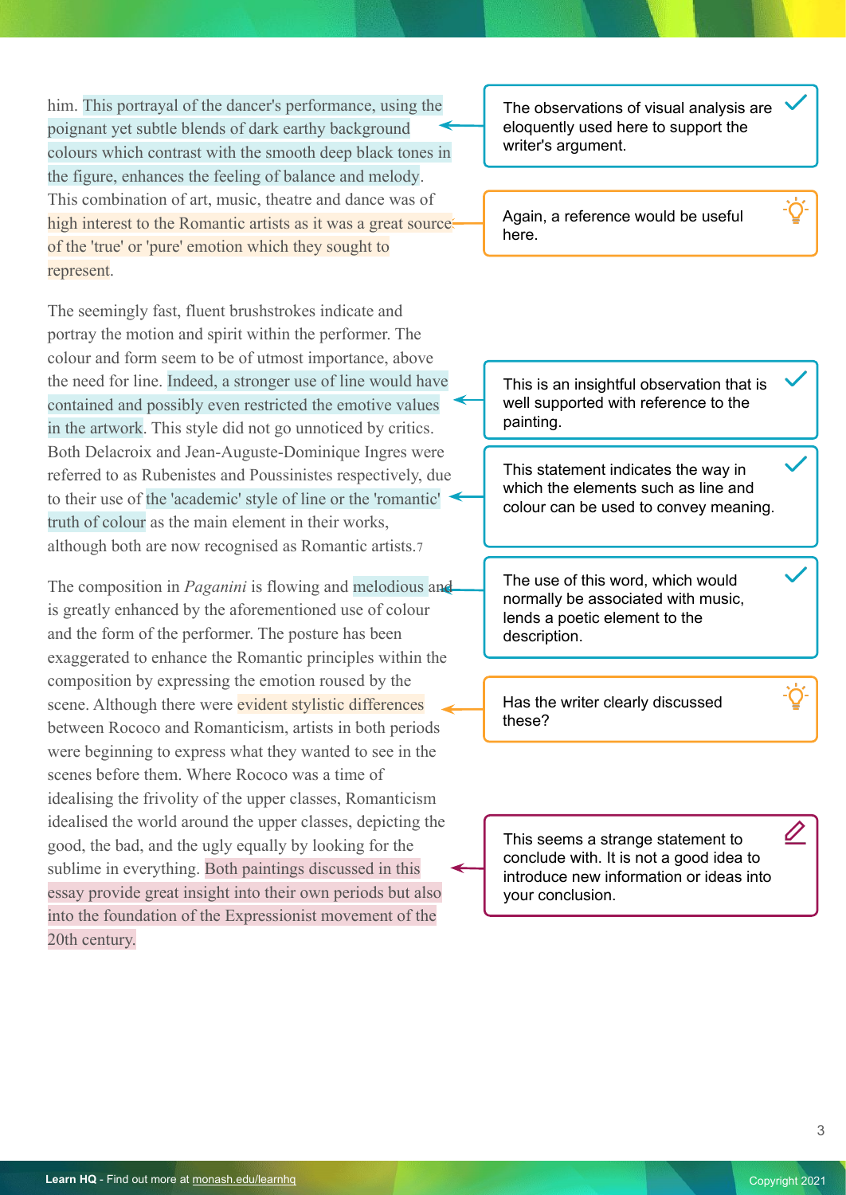him. This portrayal of the dancer's performance, using the poignant yet subtle blends of dark earthy background colours which contrast with the smooth deep black tones in the figure, enhances the feeling of balance and melody. This combination of art, music, theatre and dance was of high interest to the Romantic artists as it was a great source of the 'true' or 'pure' emotion which they sought to represent.

> The observations of visual analysis are eloquently used here to support the writer's argument.

> Again, a reference would be useful here.

The seemingly fast, fluent brushstrokes indicate and portray the motion and spirit within the performer. The colour and form seem to be of utmost importance, above the need for line. Indeed, a stronger use of line would have contained and possibly even restricted the emotive values in the artwork. This style did not go unnoticed by critics. Both Delacroix and Jean-Auguste-Dominique Ingres were referred to as Rubenistes and Poussinistes respectively, due to their use of the 'academic' style of line or the 'romantic' truth of colour as the main element in their works, although both are now recognised as Romantic artists.[7]

> This is an insightful observation that is well supported with reference to the painting.

> This statement indicates the way in which the elements such as line and colour can be used to convey meaning.

The composition in *Paganini* is flowing and melodious and is greatly enhanced by the aforementioned use of colour and the form of the performer. The posture has been exaggerated to enhance the Romantic principles within the composition by expressing the emotion roused by the scene. Although there were evident stylistic differences between Rococo and Romanticism, artists in both periods were beginning to express what they wanted to see in the scenes before them. Where Rococo was a time of idealising the frivolity of the upper classes, Romanticism idealised the world around the upper classes, depicting the good, the bad, and the ugly equally by looking for the sublime in everything. Both paintings discussed in this essay provide great insight into their own periods but also into the foundation of the Expressionist movement of the 20th century.

> The use of this word, which would normally be associated with music, lends a poetic element to the description.

> Has the writer clearly discussed these?

> This seems a strange statement to conclude with. It is not a good idea to introduce new information or ideas into your conclusion.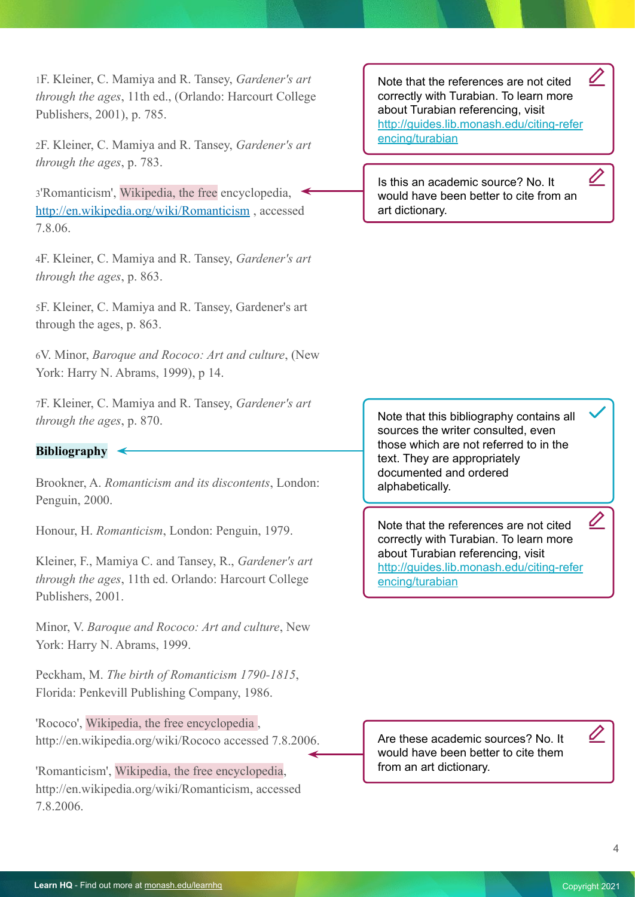[1]F. Kleiner, C. Mamiya and R. Tansey, *Gardener's art through the ages*, 11th ed., (Orlando: Harcourt College Publishers, 2001), p. 785.

[2]F. Kleiner, C. Mamiya and R. Tansey, *Gardener's art through the ages*, p. 783.

[3]'Romanticism', Wikipedia, the free encyclopedia, http://en.wikipedia.org/wiki/Romanticism , accessed 7.8.06.

[4]F. Kleiner, C. Mamiya and R. Tansey, *Gardener's art through the ages*, p. 863.

[5]F. Kleiner, C. Mamiya and R. Tansey, Gardener's art through the ages, p. 863.

[6]V. Minor, *Baroque and Rococo: Art and culture*, (New York: Harry N. Abrams, 1999), p 14.

[7]F. Kleiner, C. Mamiya and R. Tansey, *Gardener's art through the ages*, p. 870.

> Note that the references are not cited correctly with Turabian. To learn more about Turabian referencing, visit http://guides.lib.monash.edu/citing-referencing/turabian

> Is this an academic source? No. It would have been better to cite from an art dictionary.

**Bibliography**

> Note that this bibliography contains all sources the writer consulted, even those which are not referred to in the text. They are appropriately documented and ordered alphabetically.

> Note that the references are not cited correctly with Turabian. To learn more about Turabian referencing, visit http://guides.lib.monash.edu/citing-referencing/turabian

Brookner, A. *Romanticism and its discontents*, London: Penguin, 2000.

Honour, H. *Romanticism*, London: Penguin, 1979.

Kleiner, F., Mamiya C. and Tansey, R., *Gardener's art through the ages*, 11th ed. Orlando: Harcourt College Publishers, 2001.

Minor, V. *Baroque and Rococo: Art and culture*, New York: Harry N. Abrams, 1999.

Peckham, M. *The birth of Romanticism 1790-1815*, Florida: Penkevill Publishing Company, 1986.

'Rococo', Wikipedia, the free encyclopedia , http://en.wikipedia.org/wiki/Rococo accessed 7.8.2006.

'Romanticism', Wikipedia, the free encyclopedia, http://en.wikipedia.org/wiki/Romanticism, accessed 7.8.2006.

> Are these academic sources? No. It would have been better to cite them from an art dictionary.